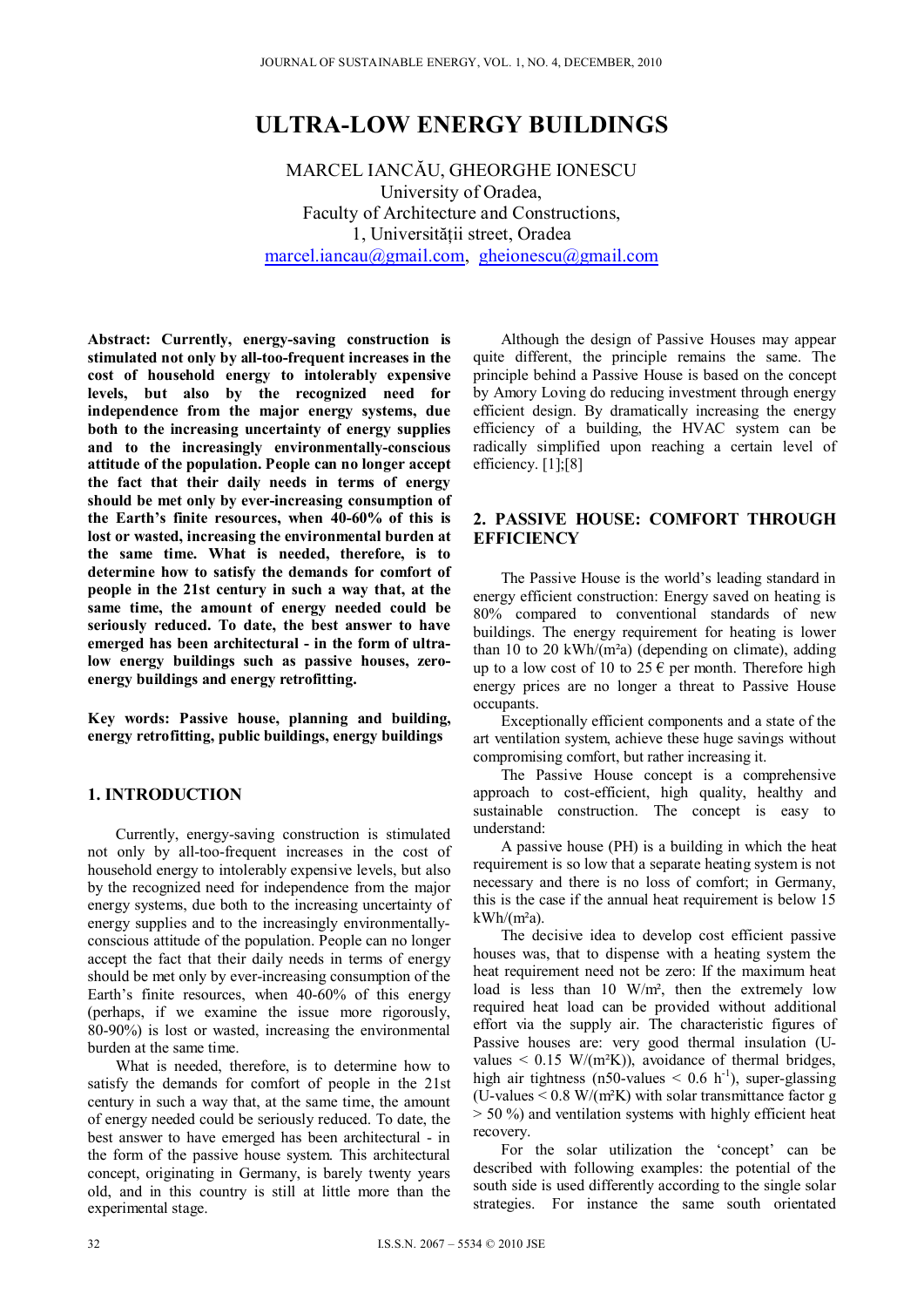# ULTRA-LOW ENERGY BUILDINGS

MARCEL IANCĂU, GHEORGHE IONESCU
University of Oradea,
Faculty of Architecture and Constructions,
1, Universității street, Oradea
marcel.iancau@gmail.com, gheionescu@gmail.com

**Abstract: Currently, energy-saving construction is stimulated not only by all-too-frequent increases in the cost of household energy to intolerably expensive levels, but also by the recognized need for independence from the major energy systems, due both to the increasing uncertainty of energy supplies and to the increasingly environmentally-conscious attitude of the population. People can no longer accept the fact that their daily needs in terms of energy should be met only by ever-increasing consumption of the Earth's finite resources, when 40-60% of this is lost or wasted, increasing the environmental burden at the same time. What is needed, therefore, is to determine how to satisfy the demands for comfort of people in the 21st century in such a way that, at the same time, the amount of energy needed could be seriously reduced. To date, the best answer to have emerged has been architectural - in the form of ultra-low energy buildings such as passive houses, zero-energy buildings and energy retrofitting.**

**Key words: Passive house, planning and building, energy retrofitting, public buildings, energy buildings**

## 1. INTRODUCTION

Currently, energy-saving construction is stimulated not only by all-too-frequent increases in the cost of household energy to intolerably expensive levels, but also by the recognized need for independence from the major energy systems, due both to the increasing uncertainty of energy supplies and to the increasingly environmentally-conscious attitude of the population. People can no longer accept the fact that their daily needs in terms of energy should be met only by ever-increasing consumption of the Earth's finite resources, when 40-60% of this energy (perhaps, if we examine the issue more rigorously, 80-90%) is lost or wasted, increasing the environmental burden at the same time.

What is needed, therefore, is to determine how to satisfy the demands for comfort of people in the 21st century in such a way that, at the same time, the amount of energy needed could be seriously reduced. To date, the best answer to have emerged has been architectural - in the form of the passive house system. This architectural concept, originating in Germany, is barely twenty years old, and in this country is still at little more than the experimental stage.

Although the design of Passive Houses may appear quite different, the principle remains the same. The principle behind a Passive House is based on the concept by Amory Loving do reducing investment through energy efficient design. By dramatically increasing the energy efficiency of a building, the HVAC system can be radically simplified upon reaching a certain level of efficiency. [1];[8]

## 2. PASSIVE HOUSE: COMFORT THROUGH EFFICIENCY

The Passive House is the world's leading standard in energy efficient construction: Energy saved on heating is 80% compared to conventional standards of new buildings. The energy requirement for heating is lower than 10 to 20 kWh/(m²a) (depending on climate), adding up to a low cost of 10 to 25 € per month. Therefore high energy prices are no longer a threat to Passive House occupants.

Exceptionally efficient components and a state of the art ventilation system, achieve these huge savings without compromising comfort, but rather increasing it.

The Passive House concept is a comprehensive approach to cost-efficient, high quality, healthy and sustainable construction. The concept is easy to understand:

A passive house (PH) is a building in which the heat requirement is so low that a separate heating system is not necessary and there is no loss of comfort; in Germany, this is the case if the annual heat requirement is below 15 kWh/(m²a).

The decisive idea to develop cost efficient passive houses was, that to dispense with a heating system the heat requirement need not be zero: If the maximum heat load is less than 10 W/m², then the extremely low required heat load can be provided without additional effort via the supply air. The characteristic figures of Passive houses are: very good thermal insulation (U-values < 0.15 W/(m²K)), avoidance of thermal bridges, high air tightness (n50-values < 0.6 $h^{-1}$), super-glassing (U-values < 0.8 W/(m²K) with solar transmittance factor g > 50 %) and ventilation systems with highly efficient heat recovery.

For the solar utilization the 'concept' can be described with following examples: the potential of the south side is used differently according to the single solar strategies. For instance the same south orientated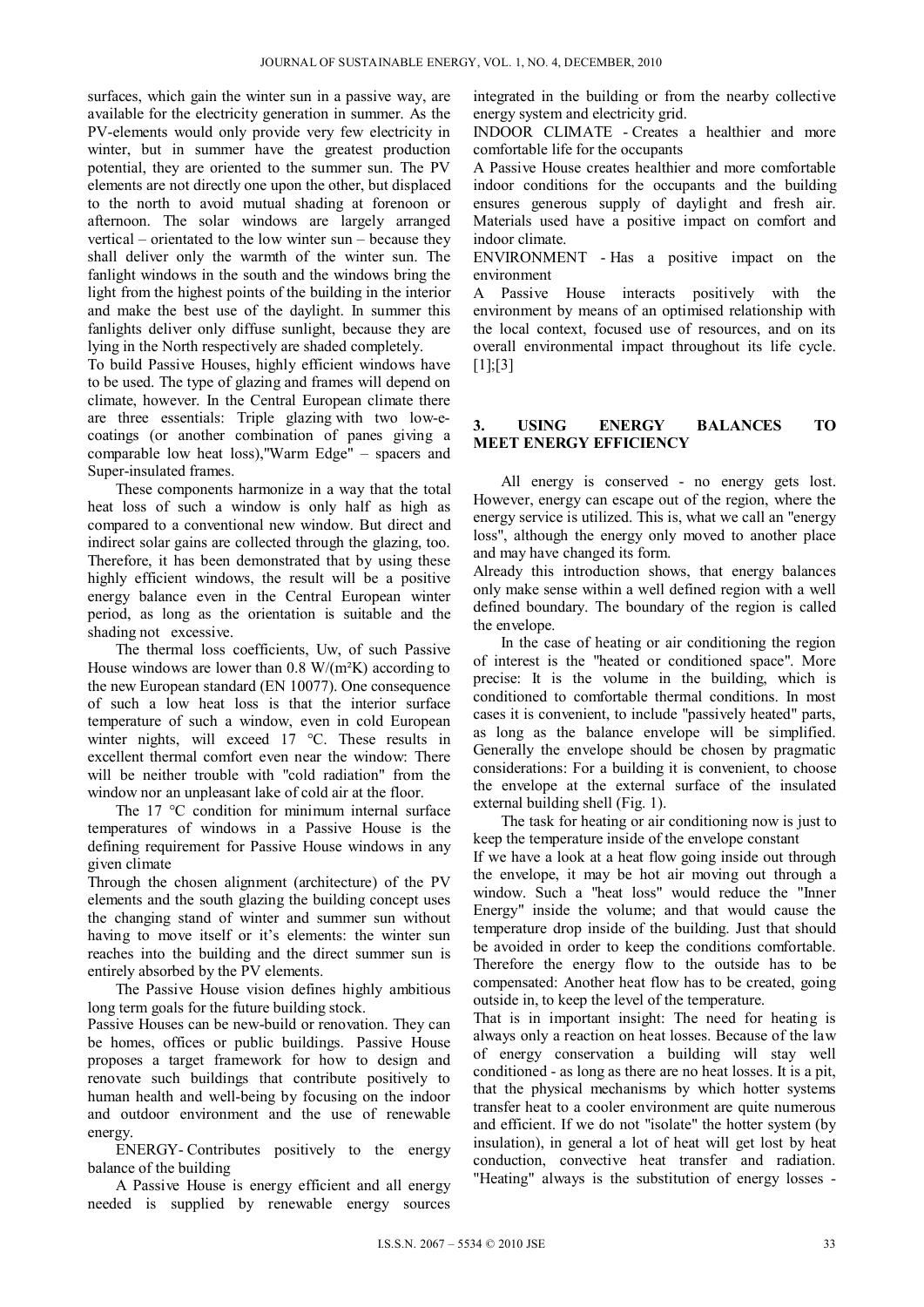surfaces, which gain the winter sun in a passive way, are available for the electricity generation in summer. As the PV-elements would only provide very few electricity in winter, but in summer have the greatest production potential, they are oriented to the summer sun. The PV elements are not directly one upon the other, but displaced to the north to avoid mutual shading at forenoon or afternoon. The solar windows are largely arranged vertical – orientated to the low winter sun – because they shall deliver only the warmth of the winter sun. The fanlight windows in the south and the windows bring the light from the highest points of the building in the interior and make the best use of the daylight. In summer this fanlights deliver only diffuse sunlight, because they are lying in the North respectively are shaded completely.

To build Passive Houses, highly efficient windows have to be used. The type of glazing and frames will depend on climate, however. In the Central European climate there are three essentials: Triple glazing with two low-e-coatings (or another combination of panes giving a comparable low heat loss),"Warm Edge" – spacers and Super-insulated frames.

These components harmonize in a way that the total heat loss of such a window is only half as high as compared to a conventional new window. But direct and indirect solar gains are collected through the glazing, too. Therefore, it has been demonstrated that by using these highly efficient windows, the result will be a positive energy balance even in the Central European winter period, as long as the orientation is suitable and the shading not excessive.

The thermal loss coefficients, Uw, of such Passive House windows are lower than 0.8 W/(m²K) according to the new European standard (EN 10077). One consequence of such a low heat loss is that the interior surface temperature of such a window, even in cold European winter nights, will exceed 17 °C. These results in excellent thermal comfort even near the window: There will be neither trouble with "cold radiation" from the window nor an unpleasant lake of cold air at the floor.

The 17 °C condition for minimum internal surface temperatures of windows in a Passive House is the defining requirement for Passive House windows in any given climate

Through the chosen alignment (architecture) of the PV elements and the south glazing the building concept uses the changing stand of winter and summer sun without having to move itself or it's elements: the winter sun reaches into the building and the direct summer sun is entirely absorbed by the PV elements.

The Passive House vision defines highly ambitious long term goals for the future building stock.

Passive Houses can be new-build or renovation. They can be homes, offices or public buildings. Passive House proposes a target framework for how to design and renovate such buildings that contribute positively to human health and well-being by focusing on the indoor and outdoor environment and the use of renewable energy.

ENERGY- Contributes positively to the energy balance of the building

A Passive House is energy efficient and all energy needed is supplied by renewable energy sources integrated in the building or from the nearby collective energy system and electricity grid.

INDOOR CLIMATE - Creates a healthier and more comfortable life for the occupants

A Passive House creates healthier and more comfortable indoor conditions for the occupants and the building ensures generous supply of daylight and fresh air. Materials used have a positive impact on comfort and indoor climate.

ENVIRONMENT - Has a positive impact on the environment

A Passive House interacts positively with the environment by means of an optimised relationship with the local context, focused use of resources, and on its overall environmental impact throughout its life cycle. [1];[3]

## 3. USING ENERGY BALANCES TO MEET ENERGY EFFICIENCY

All energy is conserved - no energy gets lost. However, energy can escape out of the region, where the energy service is utilized. This is, what we call an "energy loss", although the energy only moved to another place and may have changed its form.

Already this introduction shows, that energy balances only make sense within a well defined region with a well defined boundary. The boundary of the region is called the envelope.

In the case of heating or air conditioning the region of interest is the "heated or conditioned space". More precise: It is the volume in the building, which is conditioned to comfortable thermal conditions. In most cases it is convenient, to include "passively heated" parts, as long as the balance envelope will be simplified. Generally the envelope should be chosen by pragmatic considerations: For a building it is convenient, to choose the envelope at the external surface of the insulated external building shell (Fig. 1).

The task for heating or air conditioning now is just to keep the temperature inside of the envelope constant

If we have a look at a heat flow going inside out through the envelope, it may be hot air moving out through a window. Such a "heat loss" would reduce the "Inner Energy" inside the volume; and that would cause the temperature drop inside of the building. Just that should be avoided in order to keep the conditions comfortable. Therefore the energy flow to the outside has to be compensated: Another heat flow has to be created, going outside in, to keep the level of the temperature.

That is in important insight: The need for heating is always only a reaction on heat losses. Because of the law of energy conservation a building will stay well conditioned - as long as there are no heat losses. It is a pit, that the physical mechanisms by which hotter systems transfer heat to a cooler environment are quite numerous and efficient. If we do not "isolate" the hotter system (by insulation), in general a lot of heat will get lost by heat conduction, convective heat transfer and radiation. "Heating" always is the substitution of energy losses -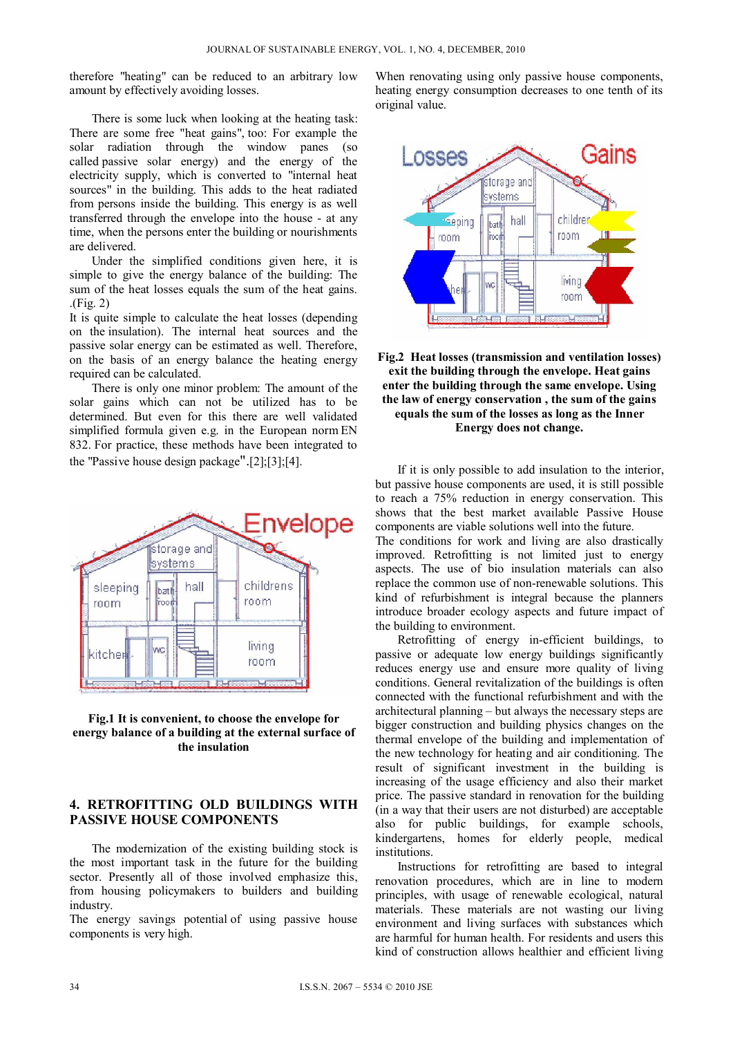therefore "heating" can be reduced to an arbitrary low amount by effectively avoiding losses.

There is some luck when looking at the heating task: There are some free "heat gains", too: For example the solar radiation through the window panes (so called passive solar energy) and the energy of the electricity supply, which is converted to "internal heat sources" in the building. This adds to the heat radiated from persons inside the building. This energy is as well transferred through the envelope into the house - at any time, when the persons enter the building or nourishments are delivered.

Under the simplified conditions given here, it is simple to give the energy balance of the building: The sum of the heat losses equals the sum of the heat gains. .(Fig. 2)

It is quite simple to calculate the heat losses (depending on the insulation). The internal heat sources and the passive solar energy can be estimated as well. Therefore, on the basis of an energy balance the heating energy required can be calculated.

There is only one minor problem: The amount of the solar gains which can not be utilized has to be determined. But even for this there are well validated simplified formula given e.g. in the European norm EN 832. For practice, these methods have been integrated to the "Passive house design package".[2];[3];[4].

**Fig.1 It is convenient, to choose the envelope for energy balance of a building at the external surface of the insulation**

## 4. RETROFITTING OLD BUILDINGS WITH PASSIVE HOUSE COMPONENTS

The modernization of the existing building stock is the most important task in the future for the building sector. Presently all of those involved emphasize this, from housing policymakers to builders and building industry.

The energy savings potential of using passive house components is very high.

When renovating using only passive house components, heating energy consumption decreases to one tenth of its original value.

**Fig.2 Heat losses (transmission and ventilation losses) exit the building through the envelope. Heat gains enter the building through the same envelope. Using the law of energy conservation , the sum of the gains equals the sum of the losses as long as the Inner Energy does not change.**

If it is only possible to add insulation to the interior, but passive house components are used, it is still possible to reach a 75% reduction in energy conservation. This shows that the best market available Passive House components are viable solutions well into the future.

The conditions for work and living are also drastically improved. Retrofitting is not limited just to energy aspects. The use of bio insulation materials can also replace the common use of non-renewable solutions. This kind of refurbishment is integral because the planners introduce broader ecology aspects and future impact of the building to environment.

Retrofitting of energy in-efficient buildings, to passive or adequate low energy buildings significantly reduces energy use and ensure more quality of living conditions. General revitalization of the buildings is often connected with the functional refurbishment and with the architectural planning – but always the necessary steps are bigger construction and building physics changes on the thermal envelope of the building and implementation of the new technology for heating and air conditioning. The result of significant investment in the building is increasing of the usage efficiency and also their market price. The passive standard in renovation for the building (in a way that their users are not disturbed) are acceptable also for public buildings, for example schools, kindergartens, homes for elderly people, medical institutions.

Instructions for retrofitting are based to integral renovation procedures, which are in line to modern principles, with usage of renewable ecological, natural materials. These materials are not wasting our living environment and living surfaces with substances which are harmful for human health. For residents and users this kind of construction allows healthier and efficient living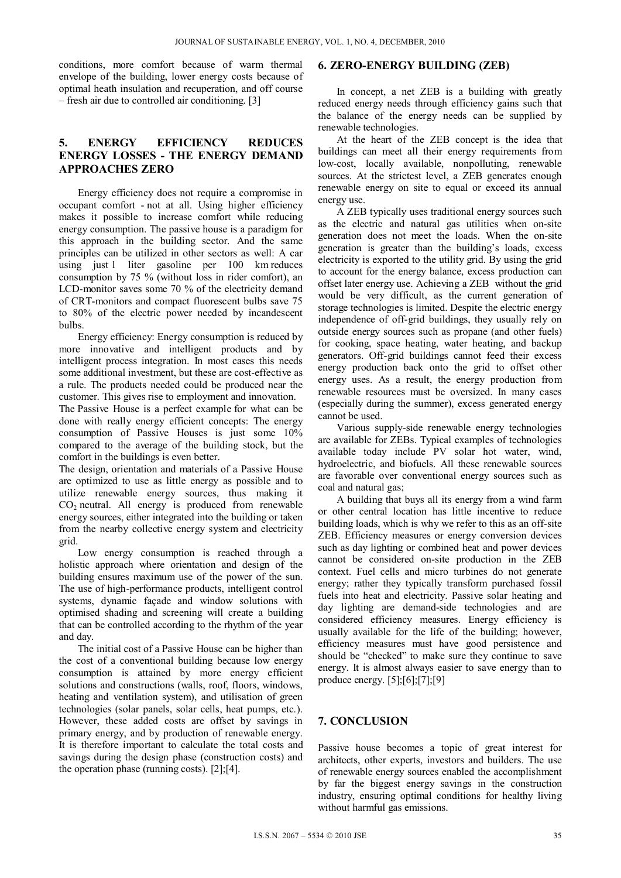conditions, more comfort because of warm thermal envelope of the building, lower energy costs because of optimal heath insulation and recuperation, and off course – fresh air due to controlled air conditioning. [3]

## 5. ENERGY EFFICIENCY REDUCES ENERGY LOSSES - THE ENERGY DEMAND APPROACHES ZERO

Energy efficiency does not require a compromise in occupant comfort - not at all. Using higher efficiency makes it possible to increase comfort while reducing energy consumption. The passive house is a paradigm for this approach in the building sector. And the same principles can be utilized in other sectors as well: A car using just 1 liter gasoline per 100 km reduces consumption by 75 % (without loss in rider comfort), an LCD-monitor saves some 70 % of the electricity demand of CRT-monitors and compact fluorescent bulbs save 75 to 80% of the electric power needed by incandescent bulbs.

Energy efficiency: Energy consumption is reduced by more innovative and intelligent products and by intelligent process integration. In most cases this needs some additional investment, but these are cost-effective as a rule. The products needed could be produced near the customer. This gives rise to employment and innovation.

The Passive House is a perfect example for what can be done with really energy efficient concepts: The energy consumption of Passive Houses is just some 10% compared to the average of the building stock, but the comfort in the buildings is even better.

The design, orientation and materials of a Passive House are optimized to use as little energy as possible and to utilize renewable energy sources, thus making it $CO_2$ neutral. All energy is produced from renewable energy sources, either integrated into the building or taken from the nearby collective energy system and electricity grid.

Low energy consumption is reached through a holistic approach where orientation and design of the building ensures maximum use of the power of the sun. The use of high-performance products, intelligent control systems, dynamic façade and window solutions with optimised shading and screening will create a building that can be controlled according to the rhythm of the year and day.

The initial cost of a Passive House can be higher than the cost of a conventional building because low energy consumption is attained by more energy efficient solutions and constructions (walls, roof, floors, windows, heating and ventilation system), and utilisation of green technologies (solar panels, solar cells, heat pumps, etc.). However, these added costs are offset by savings in primary energy, and by production of renewable energy. It is therefore important to calculate the total costs and savings during the design phase (construction costs) and the operation phase (running costs). [2];[4].

## 6. ZERO-ENERGY BUILDING (ZEB)

In concept, a net ZEB is a building with greatly reduced energy needs through efficiency gains such that the balance of the energy needs can be supplied by renewable technologies.

At the heart of the ZEB concept is the idea that buildings can meet all their energy requirements from low-cost, locally available, nonpolluting, renewable sources. At the strictest level, a ZEB generates enough renewable energy on site to equal or exceed its annual energy use.

A ZEB typically uses traditional energy sources such as the electric and natural gas utilities when on-site generation does not meet the loads. When the on-site generation is greater than the building's loads, excess electricity is exported to the utility grid. By using the grid to account for the energy balance, excess production can offset later energy use. Achieving a ZEB without the grid would be very difficult, as the current generation of storage technologies is limited. Despite the electric energy independence of off-grid buildings, they usually rely on outside energy sources such as propane (and other fuels) for cooking, space heating, water heating, and backup generators. Off-grid buildings cannot feed their excess energy production back onto the grid to offset other energy uses. As a result, the energy production from renewable resources must be oversized. In many cases (especially during the summer), excess generated energy cannot be used.

Various supply-side renewable energy technologies are available for ZEBs. Typical examples of technologies available today include PV solar hot water, wind, hydroelectric, and biofuels. All these renewable sources are favorable over conventional energy sources such as coal and natural gas;

A building that buys all its energy from a wind farm or other central location has little incentive to reduce building loads, which is why we refer to this as an off-site ZEB. Efficiency measures or energy conversion devices such as day lighting or combined heat and power devices cannot be considered on-site production in the ZEB context. Fuel cells and micro turbines do not generate energy; rather they typically transform purchased fossil fuels into heat and electricity. Passive solar heating and day lighting are demand-side technologies and are considered efficiency measures. Energy efficiency is usually available for the life of the building; however, efficiency measures must have good persistence and should be "checked" to make sure they continue to save energy. It is almost always easier to save energy than to produce energy. [5];[6];[7];[9]

## 7. CONCLUSION

Passive house becomes a topic of great interest for architects, other experts, investors and builders. The use of renewable energy sources enabled the accomplishment by far the biggest energy savings in the construction industry, ensuring optimal conditions for healthy living without harmful gas emissions.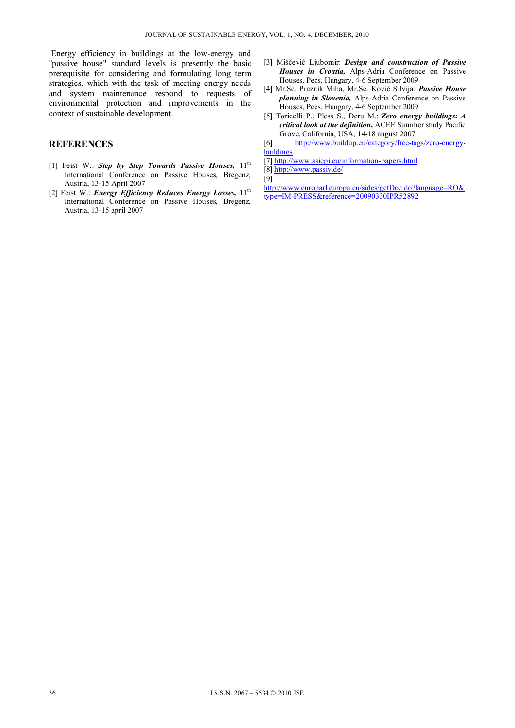Energy efficiency in buildings at the low-energy and "passive house" standard levels is presently the basic prerequisite for considering and formulating long term strategies, which with the task of meeting energy needs and system maintenance respond to requests of environmental protection and improvements in the context of sustainable development.

## REFERENCES

[1] Feist W.: ***Step by Step Towards Passive Houses,*** 11th International Conference on Passive Houses, Bregenz, Austria, 13-15 April 2007

[2] Feist W.: ***Energy Efficiency Reduces Energy Losses,*** 11th International Conference on Passive Houses, Bregenz, Austria, 13-15 april 2007

[3] Miščević Ljubomir: ***Design and construction of Passive Houses in Croatia,*** Alps-Adria Conference on Passive Houses, Pecs, Hungary, 4-6 September 2009

[4] Mr.Sc. Praznik Miha, Mr.Sc. Kovič Silvija: ***Passive House planning in Slovenia,*** Alps-Adria Conference on Passive Houses, Pecs, Hungary, 4-6 September 2009

[5] Toricelli P., Pless S., Deru M.: ***Zero energy buildings: A critical look at the definition***, ACEE Summer study Pacific Grove, California, USA, 14-18 august 2007

[6] http://www.buildup.eu/category/free-tags/zero-energy-buildings

[7] http://www.asiepi.eu/information-papers.html

[8] http://www.passiv.de/

[9] http://www.europarl.europa.eu/sides/getDoc.do?language=RO&type=IM-PRESS&reference=20090330IPR52892